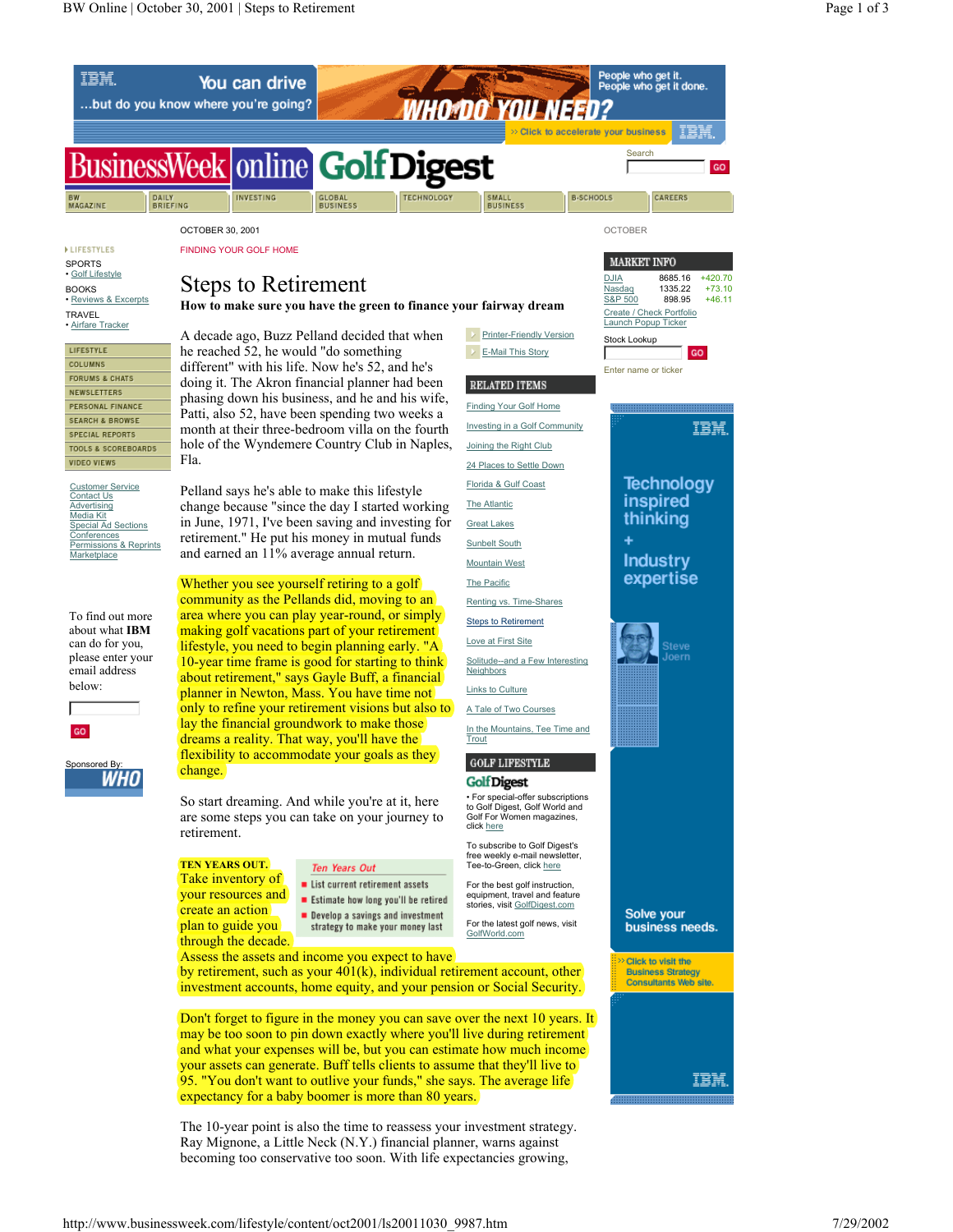OCTOBER 30, 2001

FINDING YOUR GOLF HOME

# Steps to Retirement

**How to make sure you have the green to finance your fairway dream**

A decade ago, Buzz Pelland decided that when he reached 52, he would "do something different" with his life. Now he's 52, and he's doing it. The Akron financial planner had been phasing down his business, and he and his wife, Patti, also 52, have been spending two weeks a month at their three-bedroom villa on the fourth hole of the Wyndemere Country Club in Naples, Fla.

Pelland says he's able to make this lifestyle change because "since the day I started working in June, 1971, I've been saving and investing for retirement." He put his money in mutual funds and earned an 11% average annual return.

Whether you see yourself retiring to a golf community as the Pellands did, moving to an area where you can play year-round, or simply making golf vacations part of your retirement lifestyle, you need to begin planning early. "A 10-year time frame is good for starting to think about retirement," says Gayle Buff, a financial planner in Newton, Mass. You have time not only to refine your retirement visions but also to lay the financial groundwork to make those dreams a reality. That way, you'll have the flexibility to accommodate your goals as they change.

So start dreaming. And while you're at it, here are some steps you can take on your journey to retirement.

*Ten Years Out*

- List current retirement assets
- Estimate how long you'll be retired
- Develop a savings and investment strategy to make your money last

**TEN YEARS OUT.** Take inventory of your resources and create an action plan to guide you through the decade. Assess the assets and income you expect to have by retirement, such as your 401(k), individual retirement account, other investment accounts, home equity, and your pension or Social Security.

Don't forget to figure in the money you can save over the next 10 years. It may be too soon to pin down exactly where you'll live during retirement and what your expenses will be, but you can estimate how much income your assets can generate. Buff tells clients to assume that they'll live to 95. "You don't want to outlive your funds," she says. The average life expectancy for a baby boomer is more than 80 years.

The 10-year point is also the time to reassess your investment strategy. Ray Mignone, a Little Neck (N.Y.) financial planner, warns against becoming too conservative too soon. With life expectancies growing,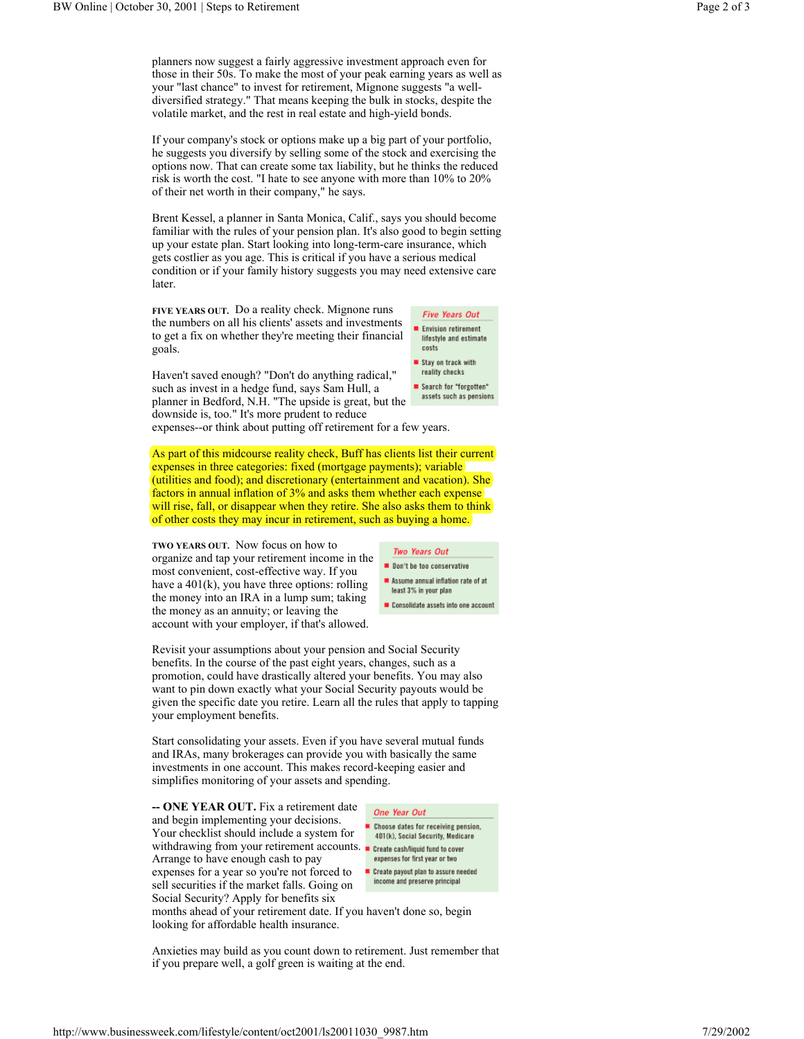planners now suggest a fairly aggressive investment approach even for those in their 50s. To make the most of your peak earning years as well as your "last chance" to invest for retirement, Mignone suggests "a well-diversified strategy." That means keeping the bulk in stocks, despite the volatile market, and the rest in real estate and high-yield bonds.

If your company's stock or options make up a big part of your portfolio, he suggests you diversify by selling some of the stock and exercising the options now. That can create some tax liability, but he thinks the reduced risk is worth the cost. "I hate to see anyone with more than 10% to 20% of their net worth in their company," he says.

Brent Kessel, a planner in Santa Monica, Calif., says you should become familiar with the rules of your pension plan. It's also good to begin setting up your estate plan. Start looking into long-term-care insurance, which gets costlier as you age. This is critical if you have a serious medical condition or if your family history suggests you may need extensive care later.

**FIVE YEARS OUT.** Do a reality check. Mignone runs the numbers on all his clients' assets and investments to get a fix on whether they're meeting their financial goals.

*Five Years Out*

- Envision retirement lifestyle and estimate costs
- Stay on track with reality checks
- Search for "forgotten" assets such as pensions

Haven't saved enough? "Don't do anything radical," such as invest in a hedge fund, says Sam Hull, a planner in Bedford, N.H. "The upside is great, but the downside is, too." It's more prudent to reduce expenses--or think about putting off retirement for a few years.

As part of this midcourse reality check, Buff has clients list their current expenses in three categories: fixed (mortgage payments); variable (utilities and food); and discretionary (entertainment and vacation). She factors in annual inflation of 3% and asks them whether each expense will rise, fall, or disappear when they retire. She also asks them to think of other costs they may incur in retirement, such as buying a home.

**TWO YEARS OUT.** Now focus on how to organize and tap your retirement income in the most convenient, cost-effective way. If you have a 401(k), you have three options: rolling the money into an IRA in a lump sum; taking the money as an annuity; or leaving the account with your employer, if that's allowed.

*Two Years Out*

- Don't be too conservative
- Assume annual inflation rate of at least 3% in your plan
- Consolidate assets into one account

Revisit your assumptions about your pension and Social Security benefits. In the course of the past eight years, changes, such as a promotion, could have drastically altered your benefits. You may also want to pin down exactly what your Social Security payouts would be given the specific date you retire. Learn all the rules that apply to tapping your employment benefits.

Start consolidating your assets. Even if you have several mutual funds and IRAs, many brokerages can provide you with basically the same investments in one account. This makes record-keeping easier and simplifies monitoring of your assets and spending.

**-- ONE YEAR OUT.** Fix a retirement date and begin implementing your decisions. Your checklist should include a system for withdrawing from your retirement accounts. Arrange to have enough cash to pay expenses for a year so you're not forced to sell securities if the market falls. Going on Social Security? Apply for benefits six months ahead of your retirement date. If you haven't done so, begin looking for affordable health insurance.

*One Year Out*

- Choose dates for receiving pension, 401(k), Social Security, Medicare
- Create cash/liquid fund to cover expenses for first year or two
- Create payout plan to assure needed income and preserve principal

Anxieties may build as you count down to retirement. Just remember that if you prepare well, a golf green is waiting at the end.